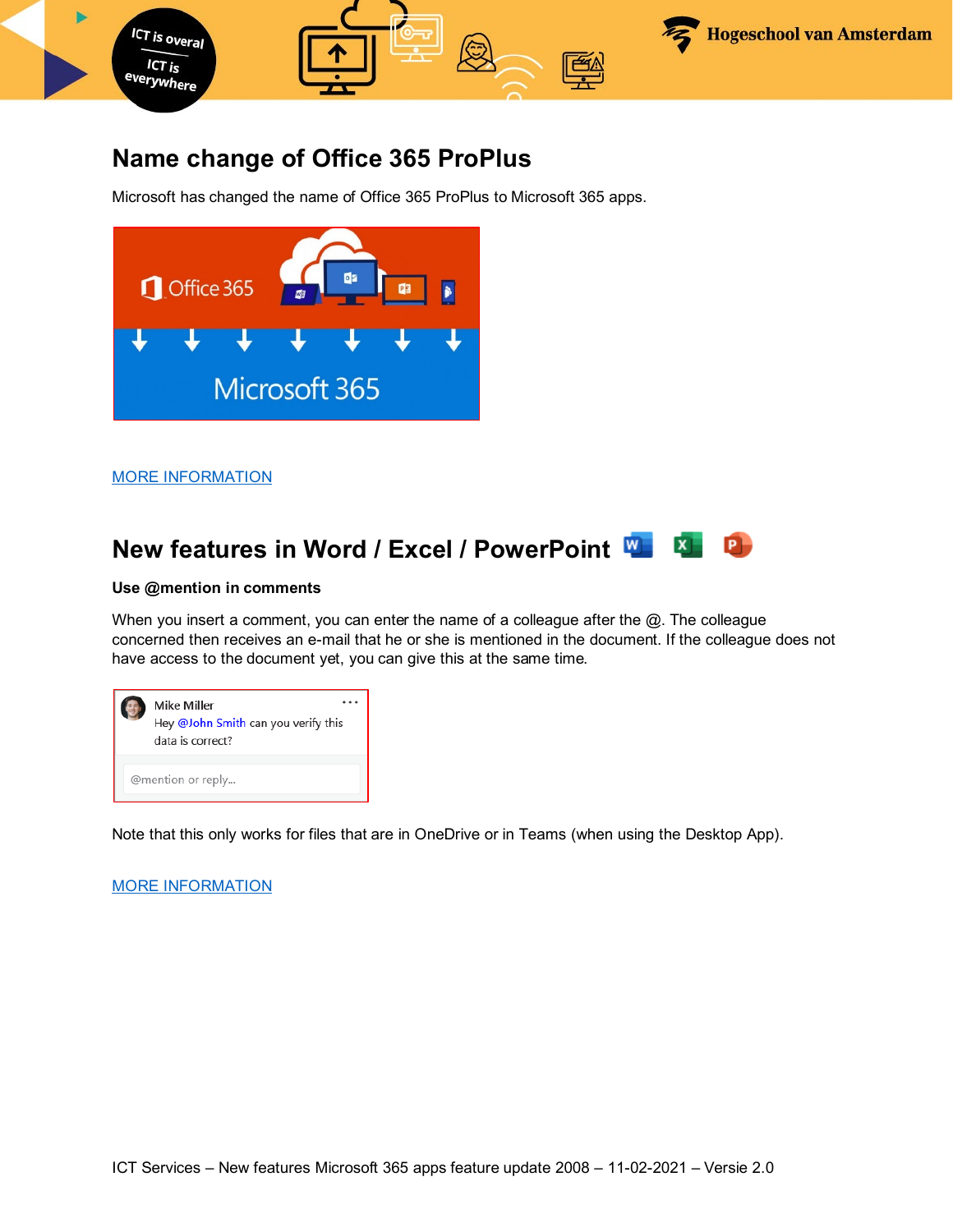## Name change of Office 365 ProPlus

Microsoft has changed the name of Office 365 ProPlus to Microsoft 365 apps.

MORE INFORMATION

## New features in Word / Excel / PowerPoint

**Use @mention in comments**

When you insert a comment, you can enter the name of a colleague after the @. The colleague concerned then receives an e-mail that he or she is mentioned in the document. If the colleague does not have access to the document yet, you can give this at the same time.

Note that this only works for files that are in OneDrive or in Teams (when using the Desktop App).

MORE INFORMATION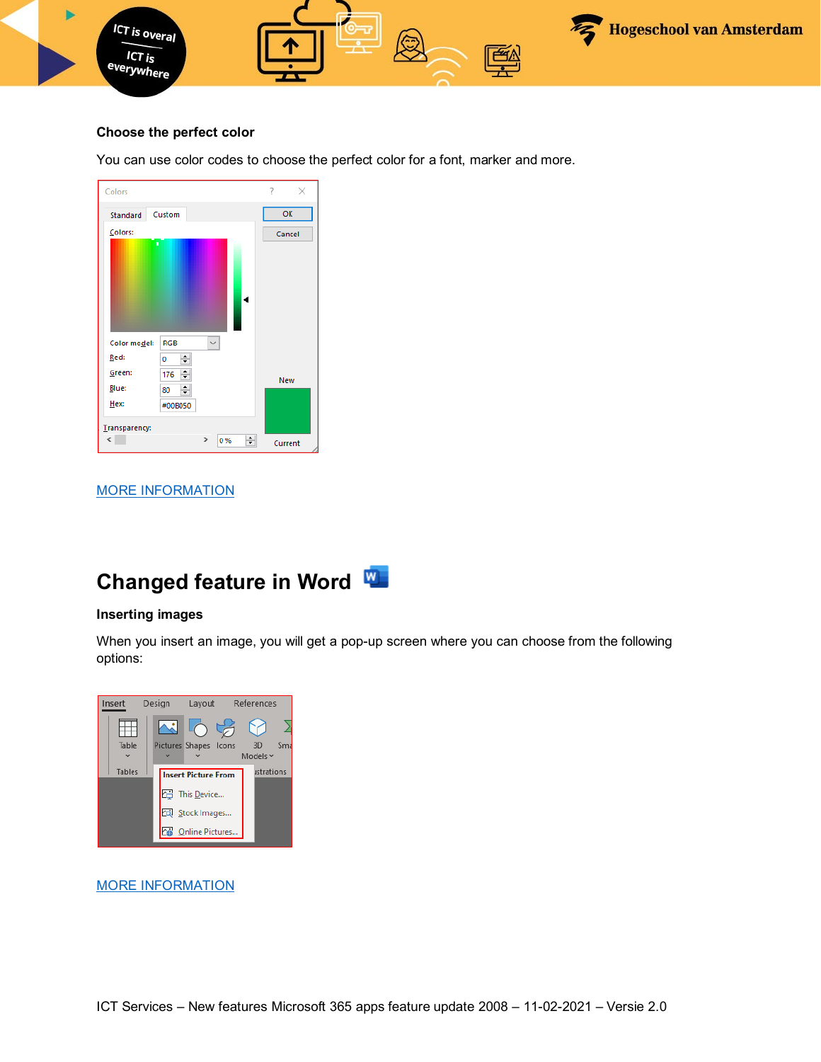### Choose the perfect color

You can use color codes to choose the perfect color for a font, marker and more.

MORE INFORMATION

## Changed feature in Word

### Inserting images

When you insert an image, you will get a pop-up screen where you can choose from the following options:

MORE INFORMATION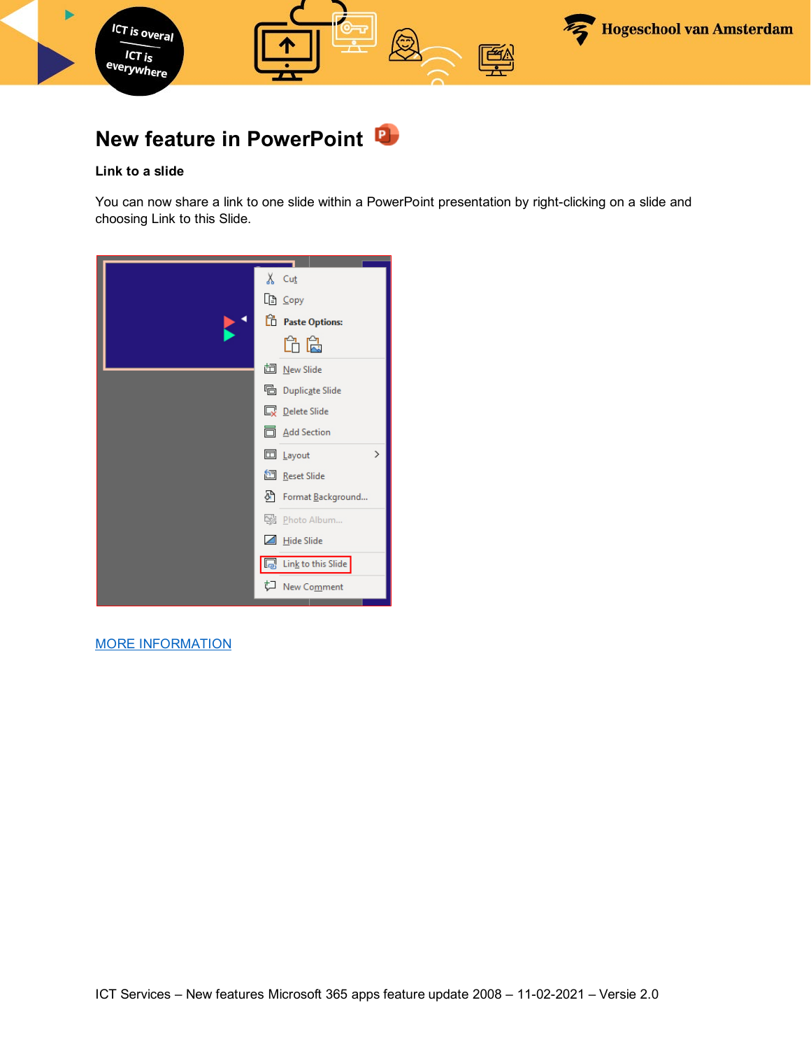# New feature in PowerPoint

**Link to a slide**

You can now share a link to one slide within a PowerPoint presentation by right-clicking on a slide and choosing Link to this Slide.

MORE INFORMATION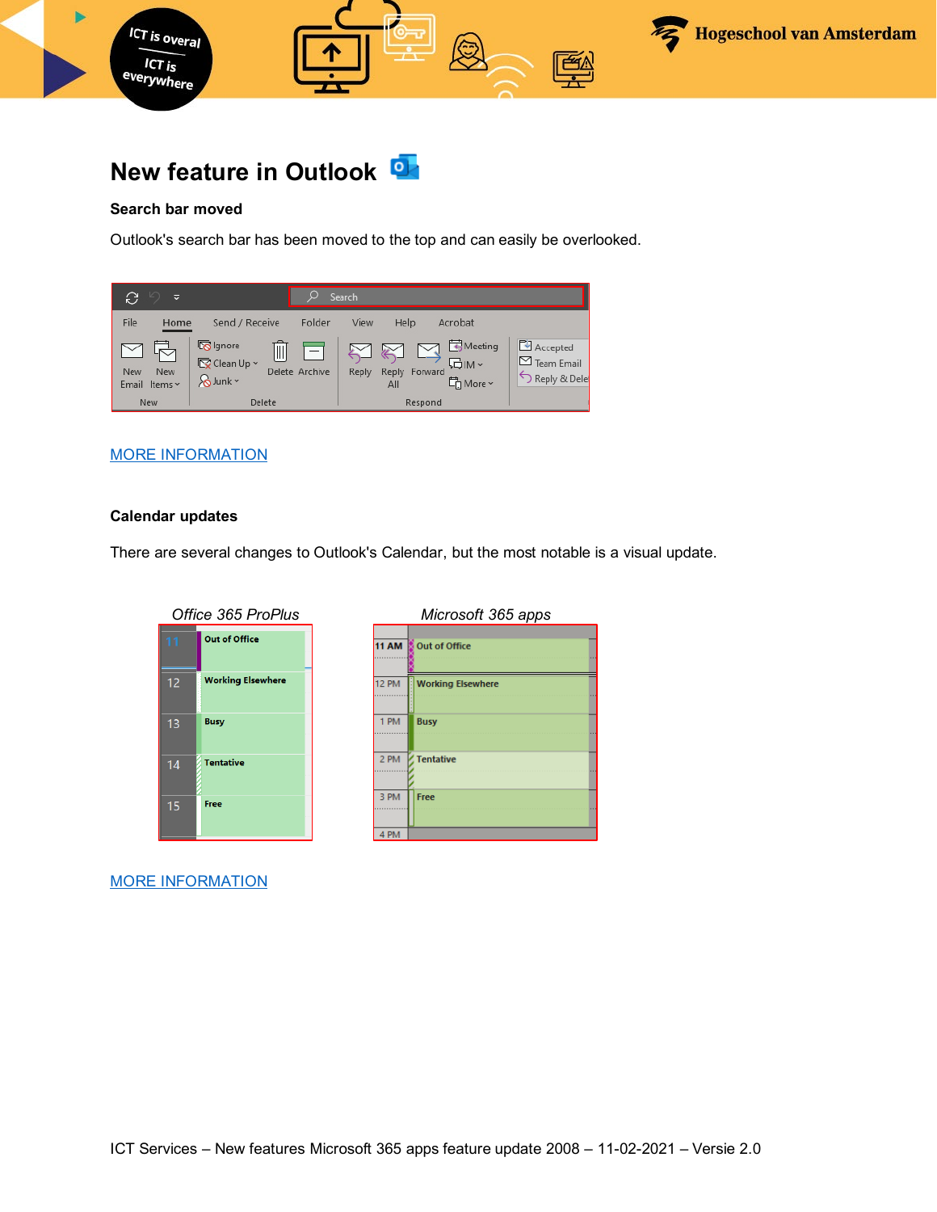## New feature in Outlook

### Search bar moved

Outlook's search bar has been moved to the top and can easily be overlooked.

[MORE INFORMATION]

### Calendar updates

There are several changes to Outlook's Calendar, but the most notable is a visual update.

*Office 365 ProPlus*

*Microsoft 365 apps*

[MORE INFORMATION]